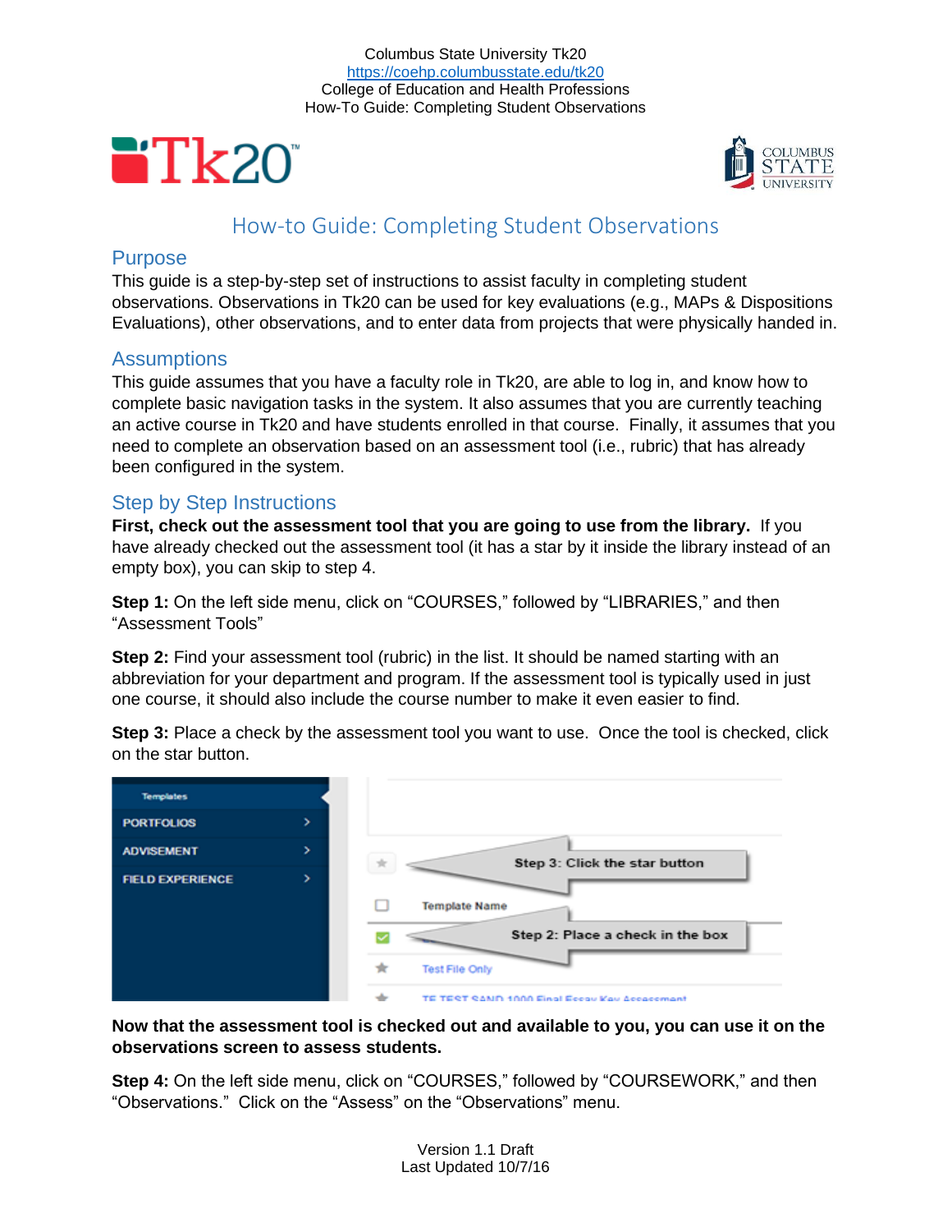Columbus State University Tk20
https://coehp.columbusstate.edu/tk20
College of Education and Health Professions
How-To Guide: Completing Student Observations

# How-to Guide: Completing Student Observations

## Purpose

This guide is a step-by-step set of instructions to assist faculty in completing student observations. Observations in Tk20 can be used for key evaluations (e.g., MAPs & Dispositions Evaluations), other observations, and to enter data from projects that were physically handed in.

## Assumptions

This guide assumes that you have a faculty role in Tk20, are able to log in, and know how to complete basic navigation tasks in the system. It also assumes that you are currently teaching an active course in Tk20 and have students enrolled in that course. Finally, it assumes that you need to complete an observation based on an assessment tool (i.e., rubric) that has already been configured in the system.

## Step by Step Instructions

**First, check out the assessment tool that you are going to use from the library.** If you have already checked out the assessment tool (it has a star by it inside the library instead of an empty box), you can skip to step 4.

**Step 1:** On the left side menu, click on "COURSES," followed by "LIBRARIES," and then "Assessment Tools"

**Step 2:** Find your assessment tool (rubric) in the list. It should be named starting with an abbreviation for your department and program. If the assessment tool is typically used in just one course, it should also include the course number to make it even easier to find.

**Step 3:** Place a check by the assessment tool you want to use. Once the tool is checked, click on the star button.

**Now that the assessment tool is checked out and available to you, you can use it on the observations screen to assess students.**

**Step 4:** On the left side menu, click on "COURSES," followed by "COURSEWORK," and then "Observations." Click on the "Assess" on the "Observations" menu.

Version 1.1 Draft
Last Updated 10/7/16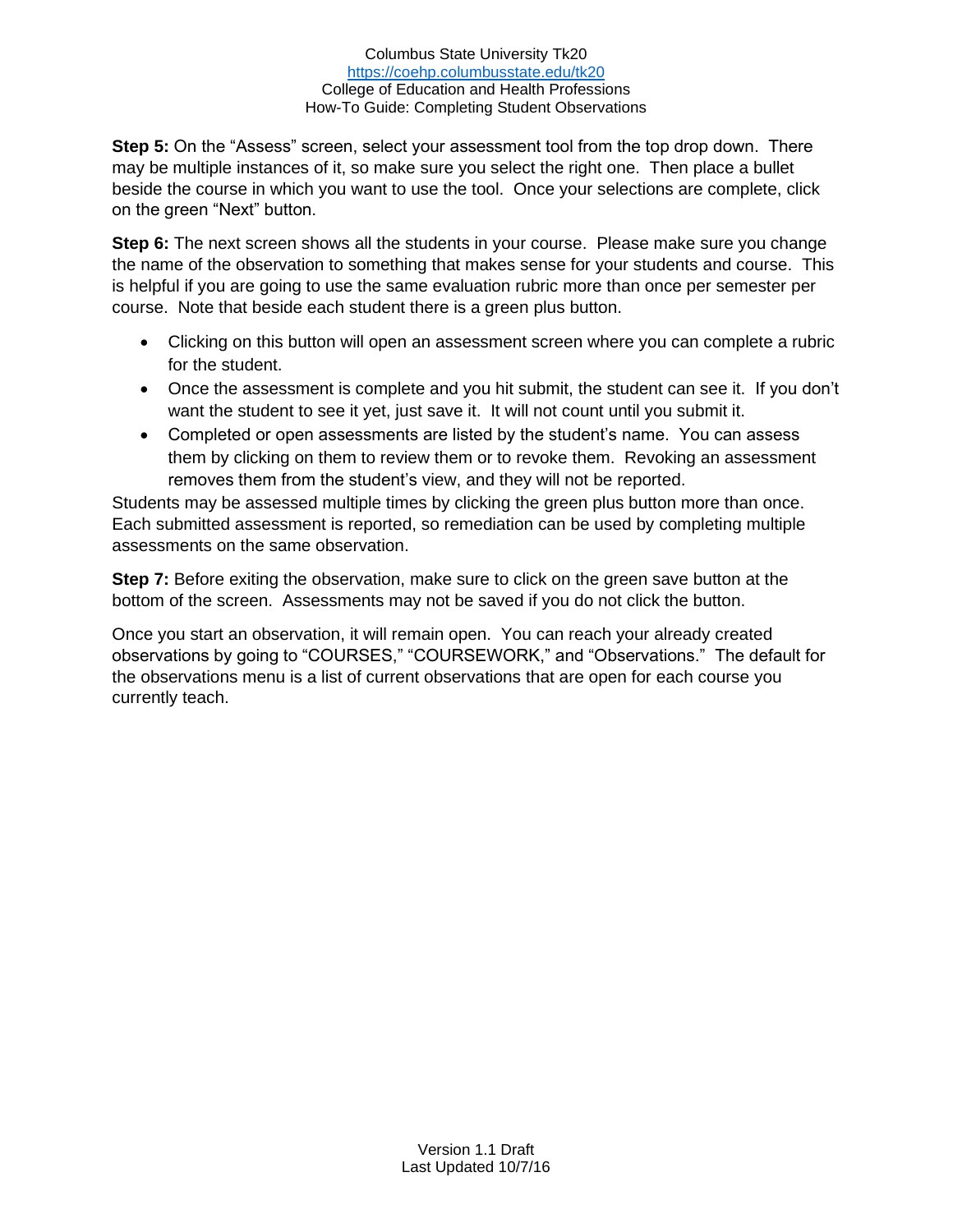**Step 5:** On the "Assess" screen, select your assessment tool from the top drop down. There may be multiple instances of it, so make sure you select the right one. Then place a bullet beside the course in which you want to use the tool. Once your selections are complete, click on the green "Next" button.

**Step 6:** The next screen shows all the students in your course. Please make sure you change the name of the observation to something that makes sense for your students and course. This is helpful if you are going to use the same evaluation rubric more than once per semester per course. Note that beside each student there is a green plus button.

- Clicking on this button will open an assessment screen where you can complete a rubric for the student.
- Once the assessment is complete and you hit submit, the student can see it. If you don't want the student to see it yet, just save it. It will not count until you submit it.
- Completed or open assessments are listed by the student's name. You can assess them by clicking on them to review them or to revoke them. Revoking an assessment removes them from the student's view, and they will not be reported.

Students may be assessed multiple times by clicking the green plus button more than once. Each submitted assessment is reported, so remediation can be used by completing multiple assessments on the same observation.

**Step 7:** Before exiting the observation, make sure to click on the green save button at the bottom of the screen. Assessments may not be saved if you do not click the button.

Once you start an observation, it will remain open. You can reach your already created observations by going to "COURSES," "COURSEWORK," and "Observations." The default for the observations menu is a list of current observations that are open for each course you currently teach.